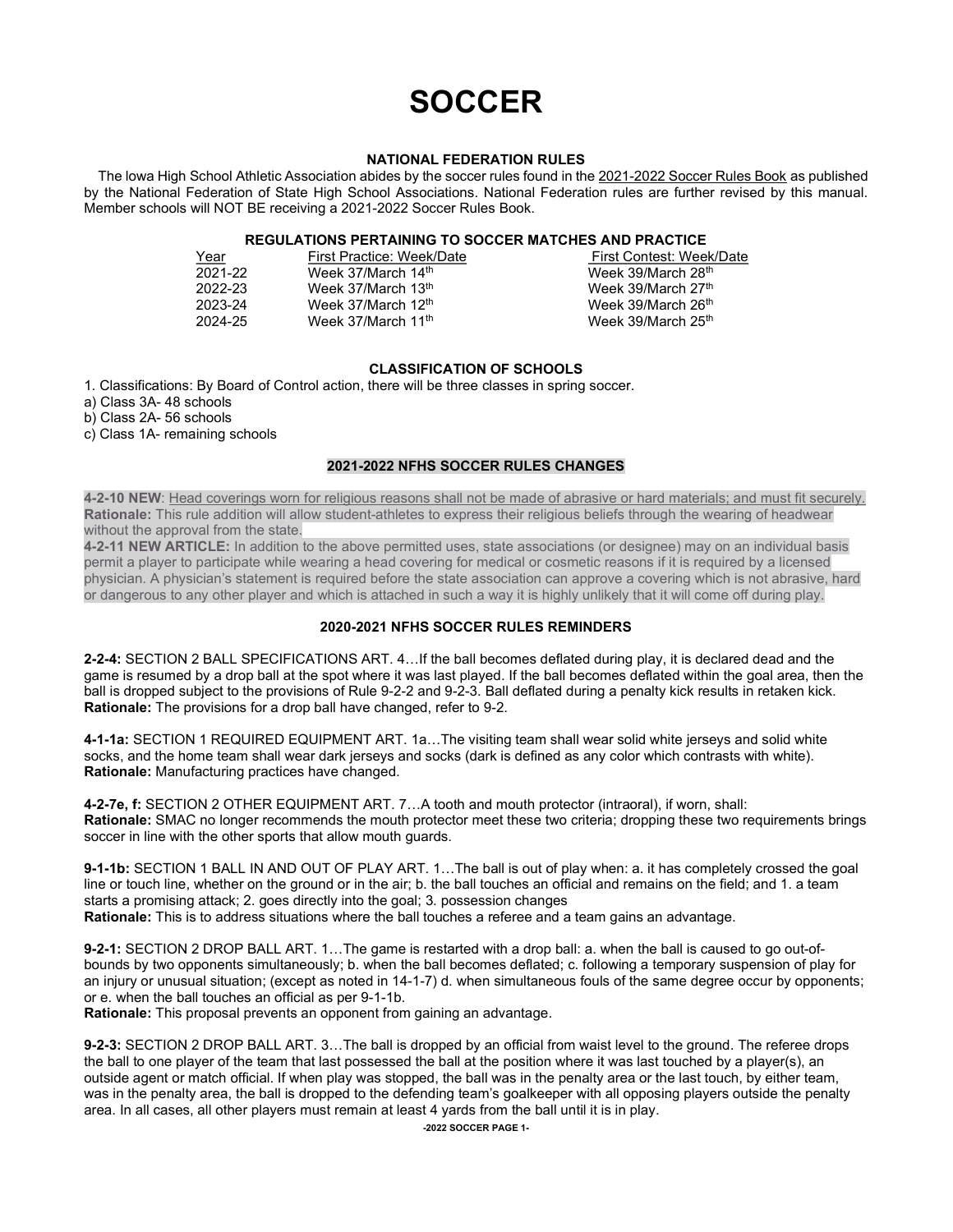# SOCCER

## NATIONAL FEDERATION RULES

The Iowa High School Athletic Association abides by the soccer rules found in the 2021-2022 Soccer Rules Book as published by the National Federation of State High School Associations. National Federation rules are further revised by this manual. Member schools will NOT BE receiving a 2021-2022 Soccer Rules Book.

## REGULATIONS PERTAINING TO SOCCER MATCHES AND PRACTICE

| Year | First Practice: Week/Date | First Contest: Week/Date |
|---|---|---|
| 2021-22 | Week 37/March 14th | Week 39/March 28th |
| 2022-23 | Week 37/March 13th | Week 39/March 27th |
| 2023-24 | Week 37/March 12th | Week 39/March 26th |
| 2024-25 | Week 37/March 11th | Week 39/March 25th |

## CLASSIFICATION OF SCHOOLS

1. Classifications: By Board of Control action, there will be three classes in spring soccer.
a) Class 3A- 48 schools
b) Class 2A- 56 schools
c) Class 1A- remaining schools

## 2021-2022 NFHS SOCCER RULES CHANGES

**4-2-10 NEW**: Head coverings worn for religious reasons shall not be made of abrasive or hard materials; and must fit securely.
**Rationale:** This rule addition will allow student-athletes to express their religious beliefs through the wearing of headwear without the approval from the state.
**4-2-11 NEW ARTICLE:** In addition to the above permitted uses, state associations (or designee) may on an individual basis permit a player to participate while wearing a head covering for medical or cosmetic reasons if it is required by a licensed physician. A physician's statement is required before the state association can approve a covering which is not abrasive, hard or dangerous to any other player and which is attached in such a way it is highly unlikely that it will come off during play.

## 2020-2021 NFHS SOCCER RULES REMINDERS

**2-2-4:** SECTION 2 BALL SPECIFICATIONS ART. 4…If the ball becomes deflated during play, it is declared dead and the game is resumed by a drop ball at the spot where it was last played. If the ball becomes deflated within the goal area, then the ball is dropped subject to the provisions of Rule 9-2-2 and 9-2-3. Ball deflated during a penalty kick results in retaken kick.
**Rationale:** The provisions for a drop ball have changed, refer to 9-2.

**4-1-1a:** SECTION 1 REQUIRED EQUIPMENT ART. 1a…The visiting team shall wear solid white jerseys and solid white socks, and the home team shall wear dark jerseys and socks (dark is defined as any color which contrasts with white).
**Rationale:** Manufacturing practices have changed.

**4-2-7e, f:** SECTION 2 OTHER EQUIPMENT ART. 7…A tooth and mouth protector (intraoral), if worn, shall:
**Rationale:** SMAC no longer recommends the mouth protector meet these two criteria; dropping these two requirements brings soccer in line with the other sports that allow mouth guards.

**9-1-1b:** SECTION 1 BALL IN AND OUT OF PLAY ART. 1…The ball is out of play when: a. it has completely crossed the goal line or touch line, whether on the ground or in the air; b. the ball touches an official and remains on the field; and 1. a team starts a promising attack; 2. goes directly into the goal; 3. possession changes
**Rationale:** This is to address situations where the ball touches a referee and a team gains an advantage.

**9-2-1:** SECTION 2 DROP BALL ART. 1…The game is restarted with a drop ball: a. when the ball is caused to go out-of-bounds by two opponents simultaneously; b. when the ball becomes deflated; c. following a temporary suspension of play for an injury or unusual situation; (except as noted in 14-1-7) d. when simultaneous fouls of the same degree occur by opponents; or e. when the ball touches an official as per 9-1-1b.
**Rationale:** This proposal prevents an opponent from gaining an advantage.

**9-2-3:** SECTION 2 DROP BALL ART. 3…The ball is dropped by an official from waist level to the ground. The referee drops the ball to one player of the team that last possessed the ball at the position where it was last touched by a player(s), an outside agent or match official. If when play was stopped, the ball was in the penalty area or the last touch, by either team, was in the penalty area, the ball is dropped to the defending team's goalkeeper with all opposing players outside the penalty area. In all cases, all other players must remain at least 4 yards from the ball until it is in play.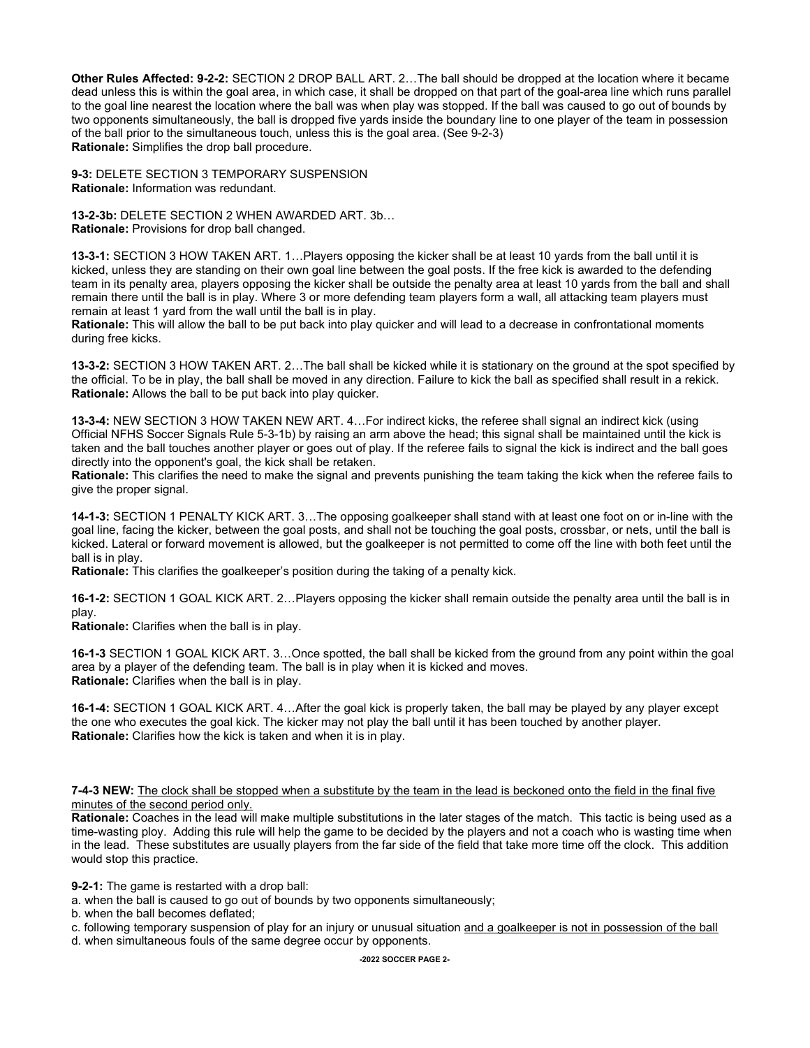**Other Rules Affected: 9-2-2:** SECTION 2 DROP BALL ART. 2…The ball should be dropped at the location where it became dead unless this is within the goal area, in which case, it shall be dropped on that part of the goal-area line which runs parallel to the goal line nearest the location where the ball was when play was stopped. If the ball was caused to go out of bounds by two opponents simultaneously, the ball is dropped five yards inside the boundary line to one player of the team in possession of the ball prior to the simultaneous touch, unless this is the goal area. (See 9-2-3)
**Rationale:** Simplifies the drop ball procedure.

**9-3:** DELETE SECTION 3 TEMPORARY SUSPENSION
**Rationale:** Information was redundant.

**13-2-3b:** DELETE SECTION 2 WHEN AWARDED ART. 3b…
**Rationale:** Provisions for drop ball changed.

**13-3-1:** SECTION 3 HOW TAKEN ART. 1…Players opposing the kicker shall be at least 10 yards from the ball until it is kicked, unless they are standing on their own goal line between the goal posts. If the free kick is awarded to the defending team in its penalty area, players opposing the kicker shall be outside the penalty area at least 10 yards from the ball and shall remain there until the ball is in play. Where 3 or more defending team players form a wall, all attacking team players must remain at least 1 yard from the wall until the ball is in play.
**Rationale:** This will allow the ball to be put back into play quicker and will lead to a decrease in confrontational moments during free kicks.

**13-3-2:** SECTION 3 HOW TAKEN ART. 2…The ball shall be kicked while it is stationary on the ground at the spot specified by the official. To be in play, the ball shall be moved in any direction. Failure to kick the ball as specified shall result in a rekick.
**Rationale:** Allows the ball to be put back into play quicker.

**13-3-4:** NEW SECTION 3 HOW TAKEN NEW ART. 4…For indirect kicks, the referee shall signal an indirect kick (using Official NFHS Soccer Signals Rule 5-3-1b) by raising an arm above the head; this signal shall be maintained until the kick is taken and the ball touches another player or goes out of play. If the referee fails to signal the kick is indirect and the ball goes directly into the opponent's goal, the kick shall be retaken.
**Rationale:** This clarifies the need to make the signal and prevents punishing the team taking the kick when the referee fails to give the proper signal.

**14-1-3:** SECTION 1 PENALTY KICK ART. 3…The opposing goalkeeper shall stand with at least one foot on or in-line with the goal line, facing the kicker, between the goal posts, and shall not be touching the goal posts, crossbar, or nets, until the ball is kicked. Lateral or forward movement is allowed, but the goalkeeper is not permitted to come off the line with both feet until the ball is in play.
**Rationale:** This clarifies the goalkeeper's position during the taking of a penalty kick.

**16-1-2:** SECTION 1 GOAL KICK ART. 2…Players opposing the kicker shall remain outside the penalty area until the ball is in play.
**Rationale:** Clarifies when the ball is in play.

**16-1-3** SECTION 1 GOAL KICK ART. 3…Once spotted, the ball shall be kicked from the ground from any point within the goal area by a player of the defending team. The ball is in play when it is kicked and moves.
**Rationale:** Clarifies when the ball is in play.

**16-1-4:** SECTION 1 GOAL KICK ART. 4…After the goal kick is properly taken, the ball may be played by any player except the one who executes the goal kick. The kicker may not play the ball until it has been touched by another player.
**Rationale:** Clarifies how the kick is taken and when it is in play.

**7-4-3 NEW:** <u>The clock shall be stopped when a substitute by the team in the lead is beckoned onto the field in the final five minutes of the second period only.</u>
**Rationale:** Coaches in the lead will make multiple substitutions in the later stages of the match. This tactic is being used as a time-wasting ploy. Adding this rule will help the game to be decided by the players and not a coach who is wasting time when in the lead. These substitutes are usually players from the far side of the field that take more time off the clock. This addition would stop this practice.

**9-2-1:** The game is restarted with a drop ball:

a. when the ball is caused to go out of bounds by two opponents simultaneously;
b. when the ball becomes deflated;
c. following temporary suspension of play for an injury or unusual situation <u>and a goalkeeper is not in possession of the ball</u>
d. when simultaneous fouls of the same degree occur by opponents.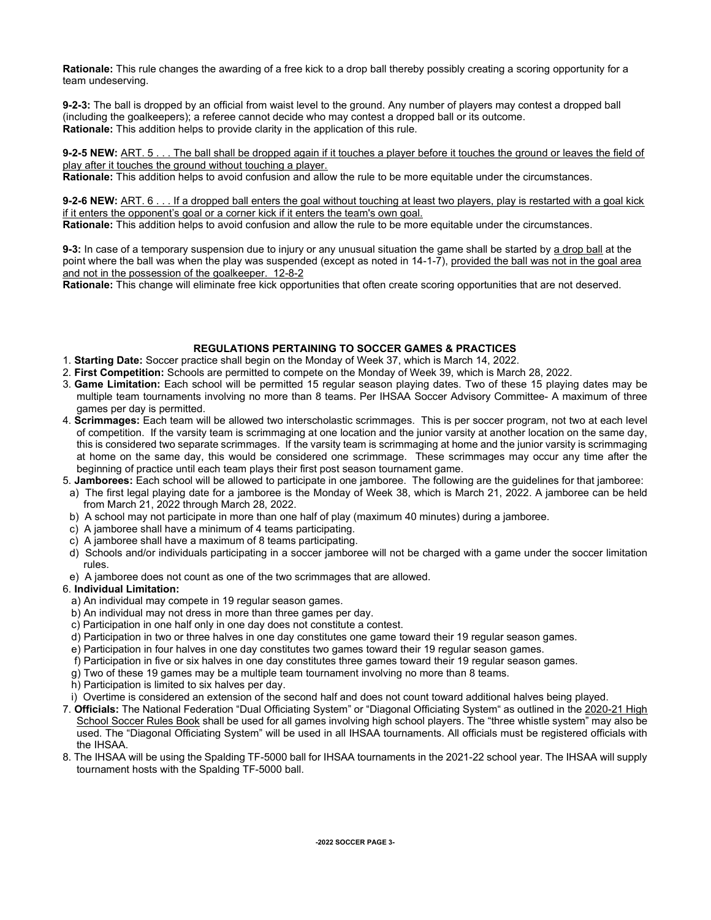**Rationale:** This rule changes the awarding of a free kick to a drop ball thereby possibly creating a scoring opportunity for a team undeserving.

**9-2-3:** The ball is dropped by an official from waist level to the ground. Any number of players may contest a dropped ball (including the goalkeepers); a referee cannot decide who may contest a dropped ball or its outcome.
**Rationale:** This addition helps to provide clarity in the application of this rule.

**9-2-5 NEW:** ART. 5 . . . The ball shall be dropped again if it touches a player before it touches the ground or leaves the field of play after it touches the ground without touching a player.
**Rationale:** This addition helps to avoid confusion and allow the rule to be more equitable under the circumstances.

**9-2-6 NEW:** ART. 6 . . . If a dropped ball enters the goal without touching at least two players, play is restarted with a goal kick if it enters the opponent's goal or a corner kick if it enters the team's own goal.
**Rationale:** This addition helps to avoid confusion and allow the rule to be more equitable under the circumstances.

**9-3:** In case of a temporary suspension due to injury or any unusual situation the game shall be started by a drop ball at the point where the ball was when the play was suspended (except as noted in 14-1-7), provided the ball was not in the goal area and not in the possession of the goalkeeper. 12-8-2
**Rationale:** This change will eliminate free kick opportunities that often create scoring opportunities that are not deserved.

## REGULATIONS PERTAINING TO SOCCER GAMES & PRACTICES

1. **Starting Date:** Soccer practice shall begin on the Monday of Week 37, which is March 14, 2022.
2. **First Competition:** Schools are permitted to compete on the Monday of Week 39, which is March 28, 2022.
3. **Game Limitation:** Each school will be permitted 15 regular season playing dates. Two of these 15 playing dates may be multiple team tournaments involving no more than 8 teams. Per IHSAA Soccer Advisory Committee- A maximum of three games per day is permitted.
4. **Scrimmages:** Each team will be allowed two interscholastic scrimmages. This is per soccer program, not two at each level of competition. If the varsity team is scrimmaging at one location and the junior varsity at another location on the same day, this is considered two separate scrimmages. If the varsity team is scrimmaging at home and the junior varsity is scrimmaging at home on the same day, this would be considered one scrimmage. These scrimmages may occur any time after the beginning of practice until each team plays their first post season tournament game.
5. **Jamborees:** Each school will be allowed to participate in one jamboree. The following are the guidelines for that jamboree:
   a) The first legal playing date for a jamboree is the Monday of Week 38, which is March 21, 2022. A jamboree can be held from March 21, 2022 through March 28, 2022.
   b) A school may not participate in more than one half of play (maximum 40 minutes) during a jamboree.
   c) A jamboree shall have a minimum of 4 teams participating.
   c) A jamboree shall have a maximum of 8 teams participating.
   d) Schools and/or individuals participating in a soccer jamboree will not be charged with a game under the soccer limitation rules.
   e) A jamboree does not count as one of the two scrimmages that are allowed.
6. **Individual Limitation:**
   a) An individual may compete in 19 regular season games.
   b) An individual may not dress in more than three games per day.
   c) Participation in one half only in one day does not constitute a contest.
   d) Participation in two or three halves in one day constitutes one game toward their 19 regular season games.
   e) Participation in four halves in one day constitutes two games toward their 19 regular season games.
   f) Participation in five or six halves in one day constitutes three games toward their 19 regular season games.
   g) Two of these 19 games may be a multiple team tournament involving no more than 8 teams.
   h) Participation is limited to six halves per day.
   i) Overtime is considered an extension of the second half and does not count toward additional halves being played.
7. **Officials:** The National Federation "Dual Officiating System" or "Diagonal Officiating System" as outlined in the 2020-21 High School Soccer Rules Book shall be used for all games involving high school players. The "three whistle system" may also be used. The "Diagonal Officiating System" will be used in all IHSAA tournaments. All officials must be registered officials with the IHSAA.
8. The IHSAA will be using the Spalding TF-5000 ball for IHSAA tournaments in the 2021-22 school year. The IHSAA will supply tournament hosts with the Spalding TF-5000 ball.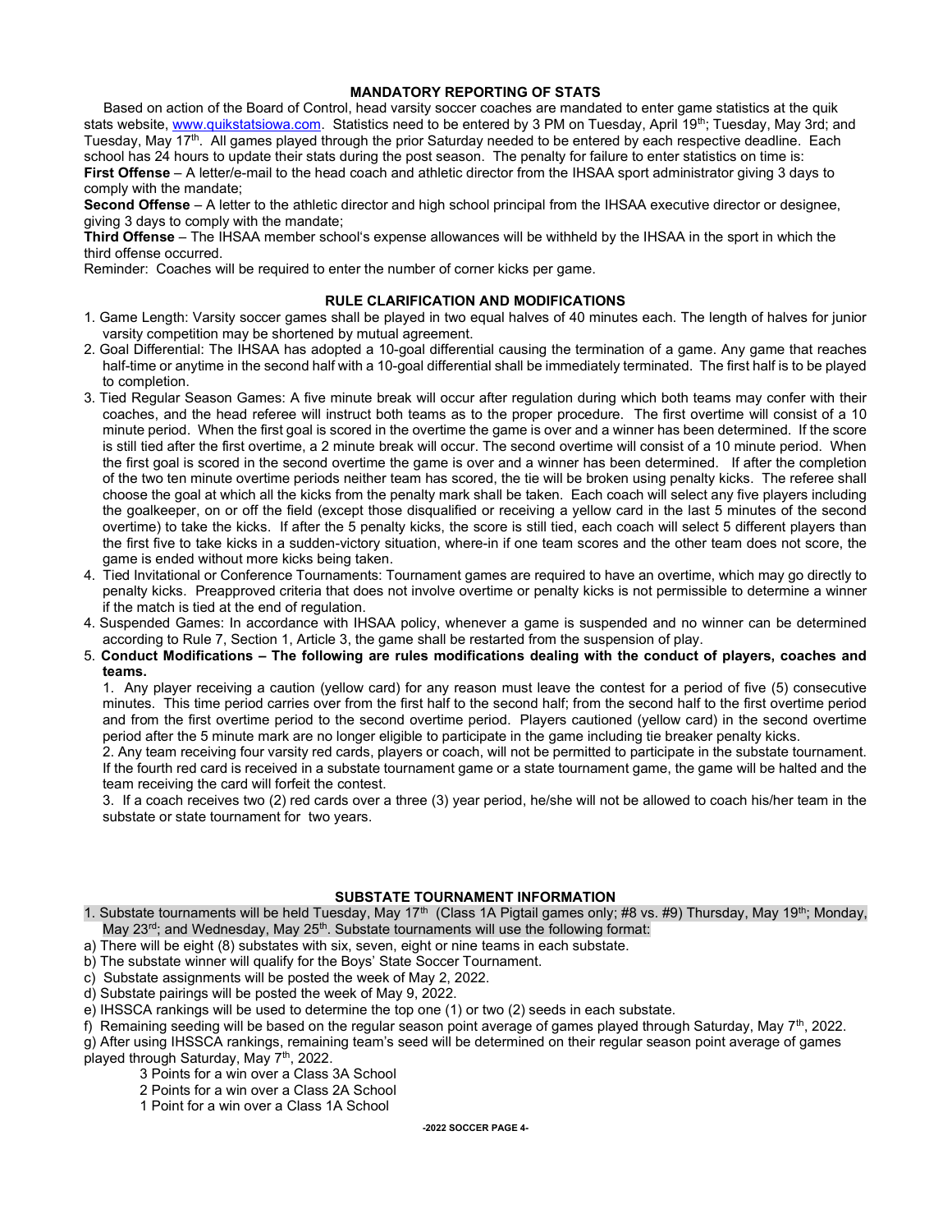## MANDATORY REPORTING OF STATS

Based on action of the Board of Control, head varsity soccer coaches are mandated to enter game statistics at the quik stats website, www.quikstatsiowa.com. Statistics need to be entered by 3 PM on Tuesday, April 19th; Tuesday, May 3rd; and Tuesday, May 17th. All games played through the prior Saturday needed to be entered by each respective deadline. Each school has 24 hours to update their stats during the post season. The penalty for failure to enter statistics on time is:

**First Offense** – A letter/e-mail to the head coach and athletic director from the IHSAA sport administrator giving 3 days to comply with the mandate;

**Second Offense** – A letter to the athletic director and high school principal from the IHSAA executive director or designee, giving 3 days to comply with the mandate;

**Third Offense** – The IHSAA member school's expense allowances will be withheld by the IHSAA in the sport in which the third offense occurred.

Reminder: Coaches will be required to enter the number of corner kicks per game.

## RULE CLARIFICATION AND MODIFICATIONS

1. Game Length: Varsity soccer games shall be played in two equal halves of 40 minutes each. The length of halves for junior varsity competition may be shortened by mutual agreement.
2. Goal Differential: The IHSAA has adopted a 10-goal differential causing the termination of a game. Any game that reaches half-time or anytime in the second half with a 10-goal differential shall be immediately terminated. The first half is to be played to completion.
3. Tied Regular Season Games: A five minute break will occur after regulation during which both teams may confer with their coaches, and the head referee will instruct both teams as to the proper procedure. The first overtime will consist of a 10 minute period. When the first goal is scored in the overtime the game is over and a winner has been determined. If the score is still tied after the first overtime, a 2 minute break will occur. The second overtime will consist of a 10 minute period. When the first goal is scored in the second overtime the game is over and a winner has been determined. If after the completion of the two ten minute overtime periods neither team has scored, the tie will be broken using penalty kicks. The referee shall choose the goal at which all the kicks from the penalty mark shall be taken. Each coach will select any five players including the goalkeeper, on or off the field (except those disqualified or receiving a yellow card in the last 5 minutes of the second overtime) to take the kicks. If after the 5 penalty kicks, the score is still tied, each coach will select 5 different players than the first five to take kicks in a sudden-victory situation, where-in if one team scores and the other team does not score, the game is ended without more kicks being taken.
4. Tied Invitational or Conference Tournaments: Tournament games are required to have an overtime, which may go directly to penalty kicks. Preapproved criteria that does not involve overtime or penalty kicks is not permissible to determine a winner if the match is tied at the end of regulation.
4. Suspended Games: In accordance with IHSAA policy, whenever a game is suspended and no winner can be determined according to Rule 7, Section 1, Article 3, the game shall be restarted from the suspension of play.
5. **Conduct Modifications – The following are rules modifications dealing with the conduct of players, coaches and teams.**

   1. Any player receiving a caution (yellow card) for any reason must leave the contest for a period of five (5) consecutive minutes. This time period carries over from the first half to the second half; from the second half to the first overtime period and from the first overtime period to the second overtime period. Players cautioned (yellow card) in the second overtime period after the 5 minute mark are no longer eligible to participate in the game including tie breaker penalty kicks.

   2. Any team receiving four varsity red cards, players or coach, will not be permitted to participate in the substate tournament. If the fourth red card is received in a substate tournament game or a state tournament game, the game will be halted and the team receiving the card will forfeit the contest.

   3. If a coach receives two (2) red cards over a three (3) year period, he/she will not be allowed to coach his/her team in the substate or state tournament for two years.

## SUBSTATE TOURNAMENT INFORMATION

1. Substate tournaments will be held Tuesday, May 17th (Class 1A Pigtail games only; #8 vs. #9) Thursday, May 19th; Monday, May 23rd; and Wednesday, May 25th. Substate tournaments will use the following format:

a) There will be eight (8) substates with six, seven, eight or nine teams in each substate.

b) The substate winner will qualify for the Boys' State Soccer Tournament.

c) Substate assignments will be posted the week of May 2, 2022.

d) Substate pairings will be posted the week of May 9, 2022.

e) IHSSCA rankings will be used to determine the top one (1) or two (2) seeds in each substate.

f) Remaining seeding will be based on the regular season point average of games played through Saturday, May 7th, 2022.

g) After using IHSSCA rankings, remaining team's seed will be determined on their regular season point average of games played through Saturday, May 7th, 2022.

3 Points for a win over a Class 3A School
2 Points for a win over a Class 2A School
1 Point for a win over a Class 1A School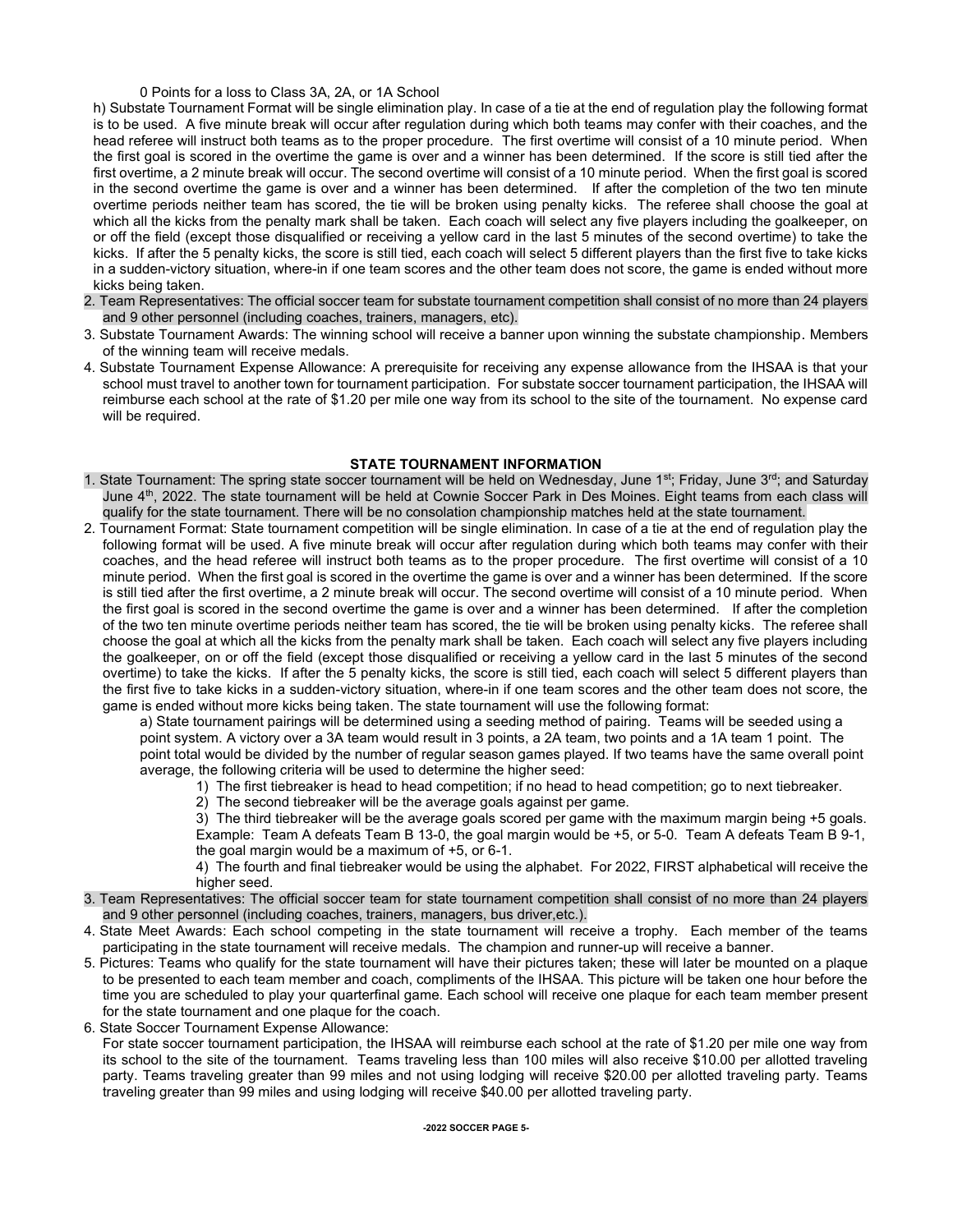0 Points for a loss to Class 3A, 2A, or 1A School

h) Substate Tournament Format will be single elimination play. In case of a tie at the end of regulation play the following format is to be used. A five minute break will occur after regulation during which both teams may confer with their coaches, and the head referee will instruct both teams as to the proper procedure. The first overtime will consist of a 10 minute period. When the first goal is scored in the overtime the game is over and a winner has been determined. If the score is still tied after the first overtime, a 2 minute break will occur. The second overtime will consist of a 10 minute period. When the first goal is scored in the second overtime the game is over and a winner has been determined. If after the completion of the two ten minute overtime periods neither team has scored, the tie will be broken using penalty kicks. The referee shall choose the goal at which all the kicks from the penalty mark shall be taken. Each coach will select any five players including the goalkeeper, on or off the field (except those disqualified or receiving a yellow card in the last 5 minutes of the second overtime) to take the kicks. If after the 5 penalty kicks, the score is still tied, each coach will select 5 different players than the first five to take kicks in a sudden-victory situation, where-in if one team scores and the other team does not score, the game is ended without more kicks being taken.

2. Team Representatives: The official soccer team for substate tournament competition shall consist of no more than 24 players and 9 other personnel (including coaches, trainers, managers, etc).
3. Substate Tournament Awards: The winning school will receive a banner upon winning the substate championship. Members of the winning team will receive medals.
4. Substate Tournament Expense Allowance: A prerequisite for receiving any expense allowance from the IHSAA is that your school must travel to another town for tournament participation. For substate soccer tournament participation, the IHSAA will reimburse each school at the rate of $1.20 per mile one way from its school to the site of the tournament. No expense card will be required.

## STATE TOURNAMENT INFORMATION

1. State Tournament: The spring state soccer tournament will be held on Wednesday, June 1st; Friday, June 3rd; and Saturday June 4th, 2022. The state tournament will be held at Cownie Soccer Park in Des Moines. Eight teams from each class will qualify for the state tournament. There will be no consolation championship matches held at the state tournament.
2. Tournament Format: State tournament competition will be single elimination. In case of a tie at the end of regulation play the following format will be used. A five minute break will occur after regulation during which both teams may confer with their coaches, and the head referee will instruct both teams as to the proper procedure. The first overtime will consist of a 10 minute period. When the first goal is scored in the overtime the game is over and a winner has been determined. If the score is still tied after the first overtime, a 2 minute break will occur. The second overtime will consist of a 10 minute period. When the first goal is scored in the second overtime the game is over and a winner has been determined. If after the completion of the two ten minute overtime periods neither team has scored, the tie will be broken using penalty kicks. The referee shall choose the goal at which all the kicks from the penalty mark shall be taken. Each coach will select any five players including the goalkeeper, on or off the field (except those disqualified or receiving a yellow card in the last 5 minutes of the second overtime) to take the kicks. If after the 5 penalty kicks, the score is still tied, each coach will select 5 different players than the first five to take kicks in a sudden-victory situation, where-in if one team scores and the other team does not score, the game is ended without more kicks being taken. The state tournament will use the following format:

   a) State tournament pairings will be determined using a seeding method of pairing. Teams will be seeded using a point system. A victory over a 3A team would result in 3 points, a 2A team, two points and a 1A team 1 point. The point total would be divided by the number of regular season games played. If two teams have the same overall point average, the following criteria will be used to determine the higher seed:

      1) The first tiebreaker is head to head competition; if no head to head competition; go to next tiebreaker.

      2) The second tiebreaker will be the average goals against per game.

      3) The third tiebreaker will be the average goals scored per game with the maximum margin being +5 goals. Example: Team A defeats Team B 13-0, the goal margin would be +5, or 5-0. Team A defeats Team B 9-1, the goal margin would be a maximum of +5, or 6-1.

      4) The fourth and final tiebreaker would be using the alphabet. For 2022, FIRST alphabetical will receive the higher seed.

3. Team Representatives: The official soccer team for state tournament competition shall consist of no more than 24 players and 9 other personnel (including coaches, trainers, managers, bus driver,etc.).
4. State Meet Awards: Each school competing in the state tournament will receive a trophy. Each member of the teams participating in the state tournament will receive medals. The champion and runner-up will receive a banner.
5. Pictures: Teams who qualify for the state tournament will have their pictures taken; these will later be mounted on a plaque to be presented to each team member and coach, compliments of the IHSAA. This picture will be taken one hour before the time you are scheduled to play your quarterfinal game. Each school will receive one plaque for each team member present for the state tournament and one plaque for the coach.
6. State Soccer Tournament Expense Allowance:
   For state soccer tournament participation, the IHSAA will reimburse each school at the rate of $1.20 per mile one way from its school to the site of the tournament. Teams traveling less than 100 miles will also receive $10.00 per allotted traveling party. Teams traveling greater than 99 miles and not using lodging will receive $20.00 per allotted traveling party. Teams traveling greater than 99 miles and using lodging will receive $40.00 per allotted traveling party.